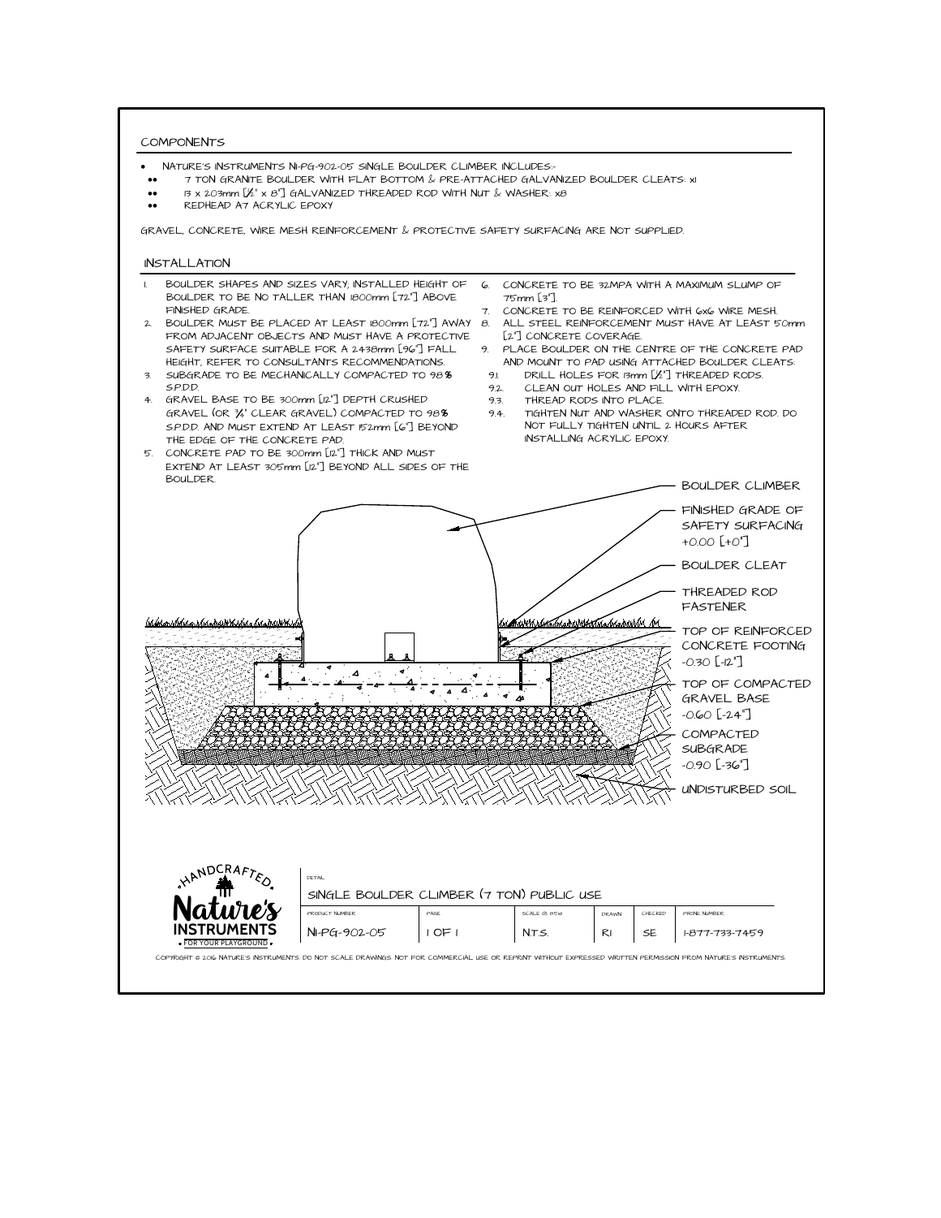## COMPONENTS

- NATURE'S INSTRUMENTS NI-PG-902-05 SINGLE BOULDER CLIMBER INCLUDES:-
  - 7 TON GRANITE BOULDER WITH FLAT BOTTOM & PRE-ATTACHED GALVANIZED BOULDER CLEATS: x1
  - 13 x 203mm [½" x 8"] GALVANIZED THREADED ROD WITH NUT & WASHER: x8
  - REDHEAD A7 ACRYLIC EPOXY

GRAVEL, CONCRETE, WIRE MESH REINFORCEMENT & PROTECTIVE SAFETY SURFACING ARE NOT SUPPLIED.

## INSTALLATION

1. BOULDER SHAPES AND SIZES VARY; INSTALLED HEIGHT OF BOULDER TO BE NO TALLER THAN 1800mm [72"] ABOVE FINISHED GRADE.
2. BOULDER MUST BE PLACED AT LEAST 1800mm [72"] AWAY FROM ADJACENT OBJECTS AND MUST HAVE A PROTECTIVE SAFETY SURFACE SUITABLE FOR A 2438mm [96"] FALL HEIGHT, REFER TO CONSULTANTS RECOMMENDATIONS.
3. SUBGRADE TO BE MECHANICALLY COMPACTED TO 98% S.P.D.D.
4. GRAVEL BASE TO BE 300mm [12"] DEPTH CRUSHED GRAVEL (OR ¾" CLEAR GRAVEL) COMPACTED TO 98% S.P.D.D. AND MUST EXTEND AT LEAST 152mm [6"] BEYOND THE EDGE OF THE CONCRETE PAD.
5. CONCRETE PAD TO BE 300mm [12"] THICK AND MUST EXTEND AT LEAST 305mm [12"] BEYOND ALL SIDES OF THE BOULDER.
6. CONCRETE TO BE 32MPA WITH A MAXIMUM SLUMP OF 75mm [3"].
7. CONCRETE TO BE REINFORCED WITH 6x6 WIRE MESH.
8. ALL STEEL REINFORCEMENT MUST HAVE AT LEAST 50mm [2"] CONCRETE COVERAGE.
9. PLACE BOULDER ON THE CENTRE OF THE CONCRETE PAD AND MOUNT TO PAD USING ATTACHED BOULDER CLEATS:
   - 9.1. DRILL HOLES FOR 13mm [½"] THREADED RODS.
   - 9.2. CLEAN OUT HOLES AND FILL WITH EPOXY.
   - 9.3. THREAD RODS INTO PLACE.
   - 9.4. TIGHTEN NUT AND WASHER ONTO THREADED ROD. DO NOT FULLY TIGHTEN UNTIL 2 HOURS AFTER INSTALLING ACRYLIC EPOXY.

BOULDER CLIMBER

FINISHED GRADE OF SAFETY SURFACING +0.00 [+0"]

BOULDER CLEAT

THREADED ROD FASTENER

TOP OF REINFORCED CONCRETE FOOTING -0.30 [-12"]

TOP OF COMPACTED GRAVEL BASE -0.60 [-24"]

COMPACTED SUBGRADE -0.90 [-36"]

UNDISTURBED SOIL

HANDCRAFTED Nature's INSTRUMENTS FOR YOUR PLAYGROUND

DETAIL: SINGLE BOULDER CLIMBER (7 TON) PUBLIC USE

| PRODUCT NUMBER | PAGE | SCALE @ 8.5x11 | DRAWN | CHECKED | PHONE NUMBER |
|---|---|---|---|---|---|
| NI-PG-902-05 | 1 OF 1 | N.T.S. | RI | SE | 1-877-733-7459 |

COPYRIGHT © 2016 NATURE'S INSTRUMENTS. DO NOT SCALE DRAWINGS. NOT FOR COMMERCIAL USE OR REPRINT WITHOUT EXPRESSED WRITTEN PERMISSION FROM NATURE'S INSTRUMENTS.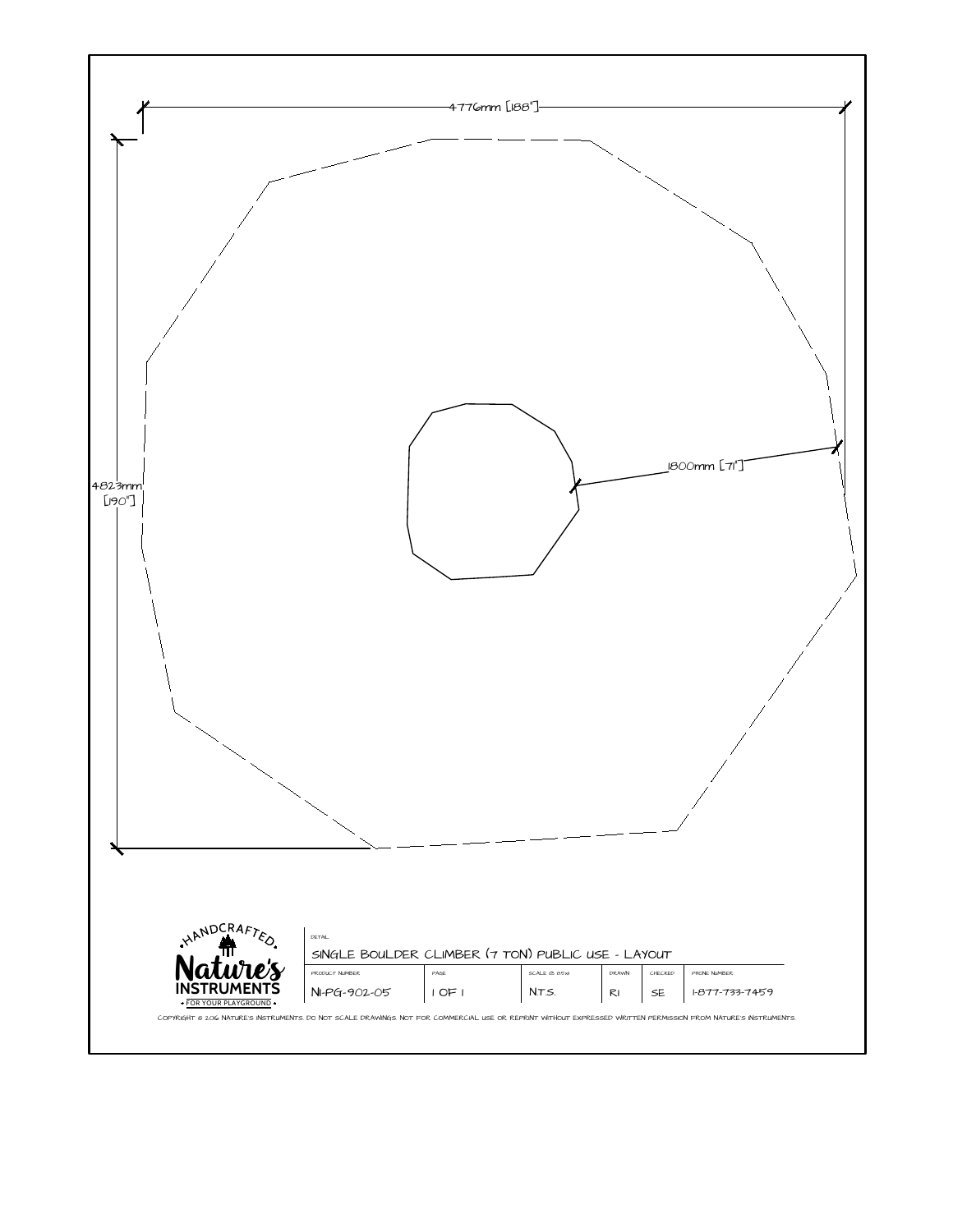4776mm [188"]

4823mm [190"]

1800mm [71"]

HANDCRAFTED
Nature's
INSTRUMENTS
FOR YOUR PLAYGROUND

| DETAIL | | | | | |
| --- | --- | --- | --- | --- | --- |
| SINGLE BOULDER CLIMBER (7 TON) PUBLIC USE - LAYOUT | | | | | |
| PRODUCT NUMBER | PAGE | SCALE (8.5x11) | DRAWN | CHECKED | PHONE NUMBER |
| NI-PG-902-05 | 1 OF 1 | N.T.S. | RI | SE | 1-877-733-7459 |

COPYRIGHT © 2016 NATURE'S INSTRUMENTS. DO NOT SCALE DRAWINGS. NOT FOR COMMERCIAL USE OR REPRINT WITHOUT EXPRESSED WRITTEN PERMISSION FROM NATURE'S INSTRUMENTS.